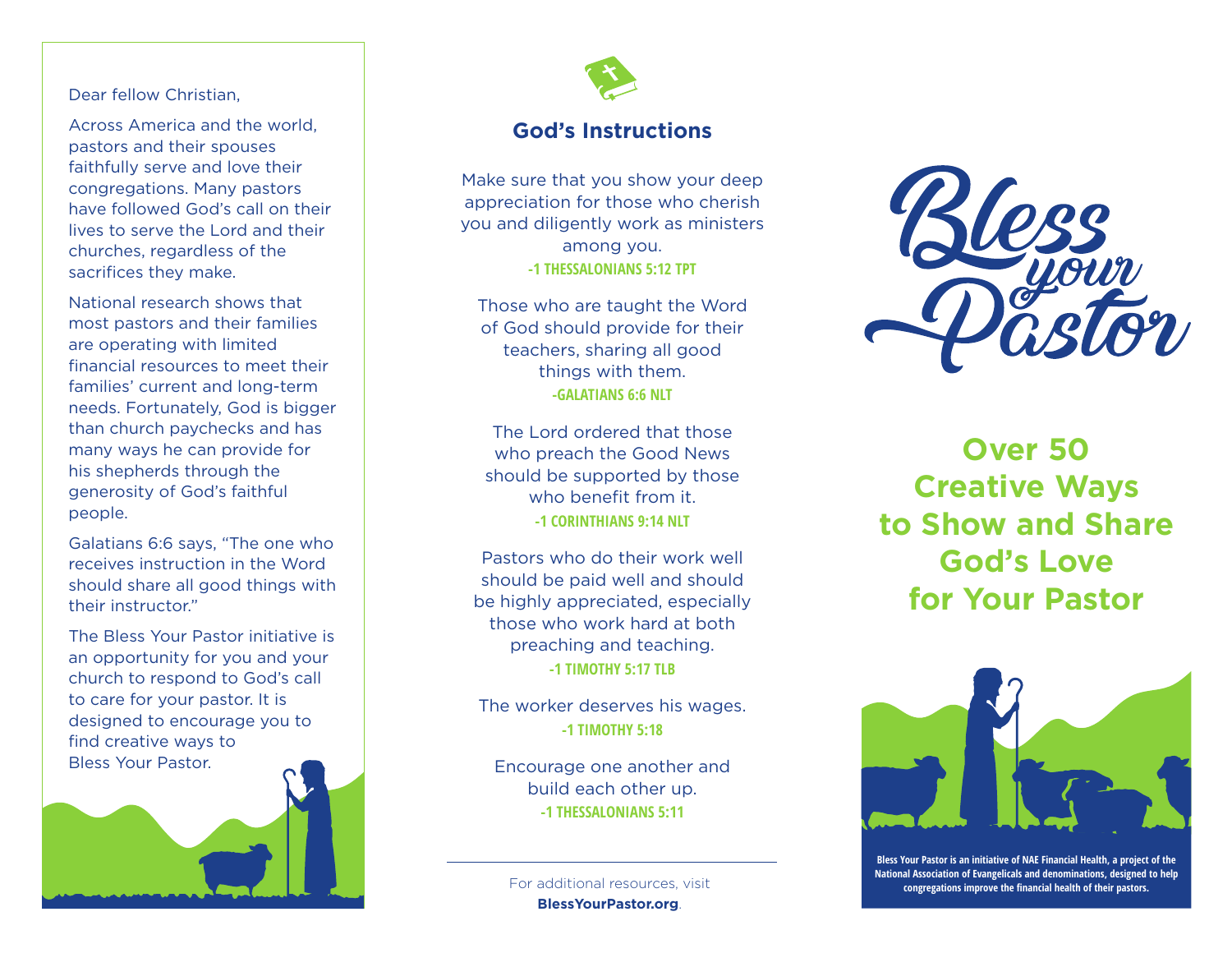Dear fellow Christian,

Across America and the world, pastors and their spouses faithfully serve and love their congregations. Many pastors have followed God's call on their lives to serve the Lord and their churches, regardless of the sacrifices they make.

National research shows that most pastors and their families are operating with limited financial resources to meet their families' current and long-term needs. Fortunately, God is bigger than church paychecks and has many ways he can provide for his shepherds through the generosity of God's faithful people.

Galatians 6:6 says, "The one who receives instruction in the Word should share all good things with their instructor."

The Bless Your Pastor initiative is an opportunity for you and your church to respond to God's call to care for your pastor. It is designed to encourage you to find creative ways to Bless Your Pastor.

## God's Instructions

Make sure that you show your deep appreciation for those who cherish you and diligently work as ministers among you.
**-1 THESSALONIANS 5:12 TPT**

Those who are taught the Word of God should provide for their teachers, sharing all good things with them.
**-GALATIANS 6:6 NLT**

The Lord ordered that those who preach the Good News should be supported by those who benefit from it.
**-1 CORINTHIANS 9:14 NLT**

Pastors who do their work well should be paid well and should be highly appreciated, especially those who work hard at both preaching and teaching.
**-1 TIMOTHY 5:17 TLB**

The worker deserves his wages.
**-1 TIMOTHY 5:18**

Encourage one another and build each other up.
**-1 THESSALONIANS 5:11**

---

For additional resources, visit **BlessYourPastor.org**.

# Bless your Pastor

## Over 50 Creative Ways to Show and Share God's Love for Your Pastor

**Bless Your Pastor is an initiative of NAE Financial Health, a project of the National Association of Evangelicals and denominations, designed to help congregations improve the financial health of their pastors.**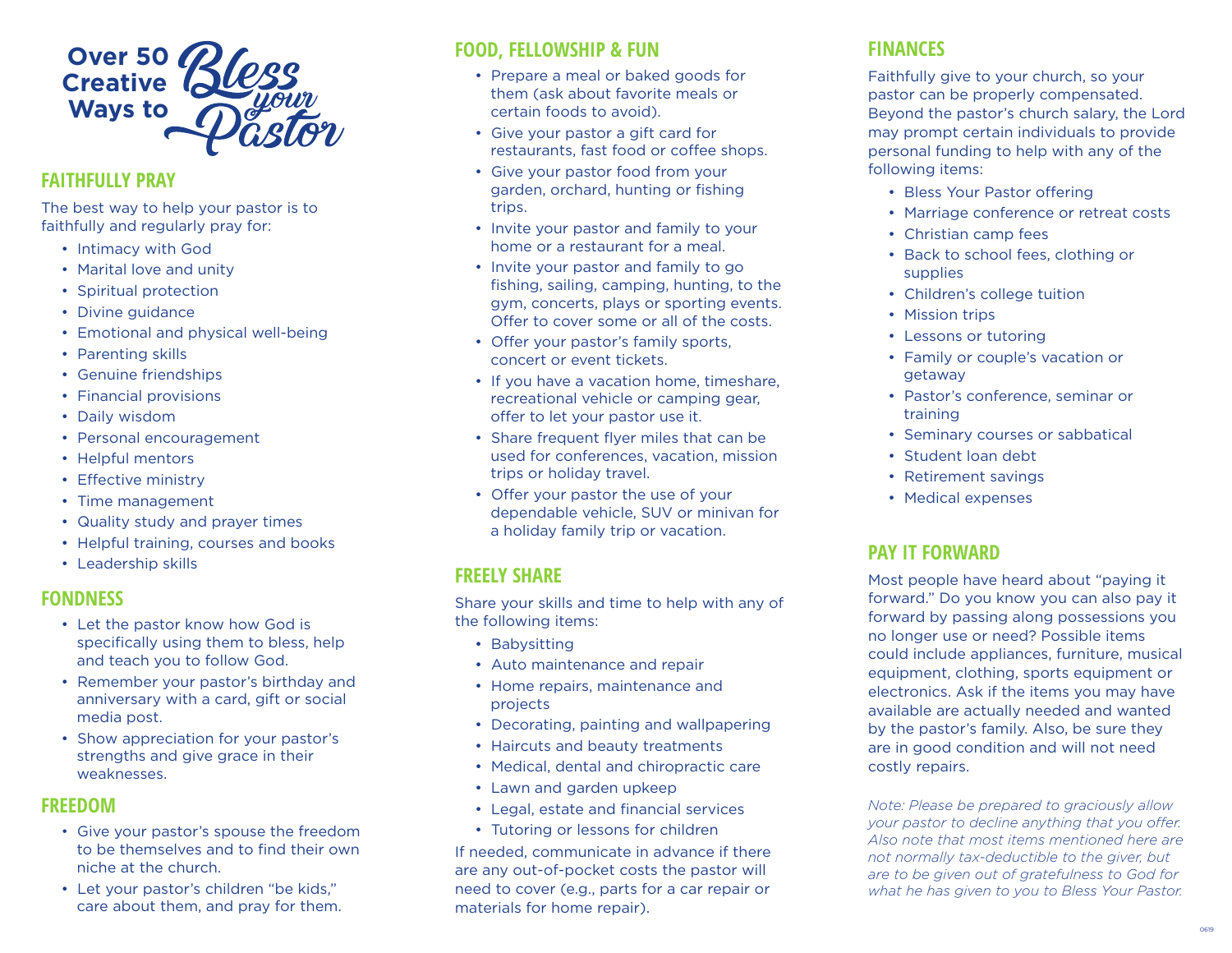# Over 50 Creative Ways to Bless your Pastor

## FAITHFULLY PRAY

The best way to help your pastor is to faithfully and regularly pray for:

- Intimacy with God
- Marital love and unity
- Spiritual protection
- Divine guidance
- Emotional and physical well-being
- Parenting skills
- Genuine friendships
- Financial provisions
- Daily wisdom
- Personal encouragement
- Helpful mentors
- Effective ministry
- Time management
- Quality study and prayer times
- Helpful training, courses and books
- Leadership skills

## FONDNESS

- Let the pastor know how God is specifically using them to bless, help and teach you to follow God.
- Remember your pastor's birthday and anniversary with a card, gift or social media post.
- Show appreciation for your pastor's strengths and give grace in their weaknesses.

## FREEDOM

- Give your pastor's spouse the freedom to be themselves and to find their own niche at the church.
- Let your pastor's children "be kids," care about them, and pray for them.

## FOOD, FELLOWSHIP & FUN

- Prepare a meal or baked goods for them (ask about favorite meals or certain foods to avoid).
- Give your pastor a gift card for restaurants, fast food or coffee shops.
- Give your pastor food from your garden, orchard, hunting or fishing trips.
- Invite your pastor and family to your home or a restaurant for a meal.
- Invite your pastor and family to go fishing, sailing, camping, hunting, to the gym, concerts, plays or sporting events. Offer to cover some or all of the costs.
- Offer your pastor's family sports, concert or event tickets.
- If you have a vacation home, timeshare, recreational vehicle or camping gear, offer to let your pastor use it.
- Share frequent flyer miles that can be used for conferences, vacation, mission trips or holiday travel.
- Offer your pastor the use of your dependable vehicle, SUV or minivan for a holiday family trip or vacation.

## FREELY SHARE

Share your skills and time to help with any of the following items:

- Babysitting
- Auto maintenance and repair
- Home repairs, maintenance and projects
- Decorating, painting and wallpapering
- Haircuts and beauty treatments
- Medical, dental and chiropractic care
- Lawn and garden upkeep
- Legal, estate and financial services
- Tutoring or lessons for children

If needed, communicate in advance if there are any out-of-pocket costs the pastor will need to cover (e.g., parts for a car repair or materials for home repair).

## FINANCES

Faithfully give to your church, so your pastor can be properly compensated. Beyond the pastor's church salary, the Lord may prompt certain individuals to provide personal funding to help with any of the following items:

- Bless Your Pastor offering
- Marriage conference or retreat costs
- Christian camp fees
- Back to school fees, clothing or supplies
- Children's college tuition
- Mission trips
- Lessons or tutoring
- Family or couple's vacation or getaway
- Pastor's conference, seminar or training
- Seminary courses or sabbatical
- Student loan debt
- Retirement savings
- Medical expenses

## PAY IT FORWARD

Most people have heard about "paying it forward." Do you know you can also pay it forward by passing along possessions you no longer use or need? Possible items could include appliances, furniture, musical equipment, clothing, sports equipment or electronics. Ask if the items you may have available are actually needed and wanted by the pastor's family. Also, be sure they are in good condition and will not need costly repairs.

*Note: Please be prepared to graciously allow your pastor to decline anything that you offer. Also note that most items mentioned here are not normally tax-deductible to the giver, but are to be given out of gratefulness to God for what he has given to you to Bless Your Pastor.*